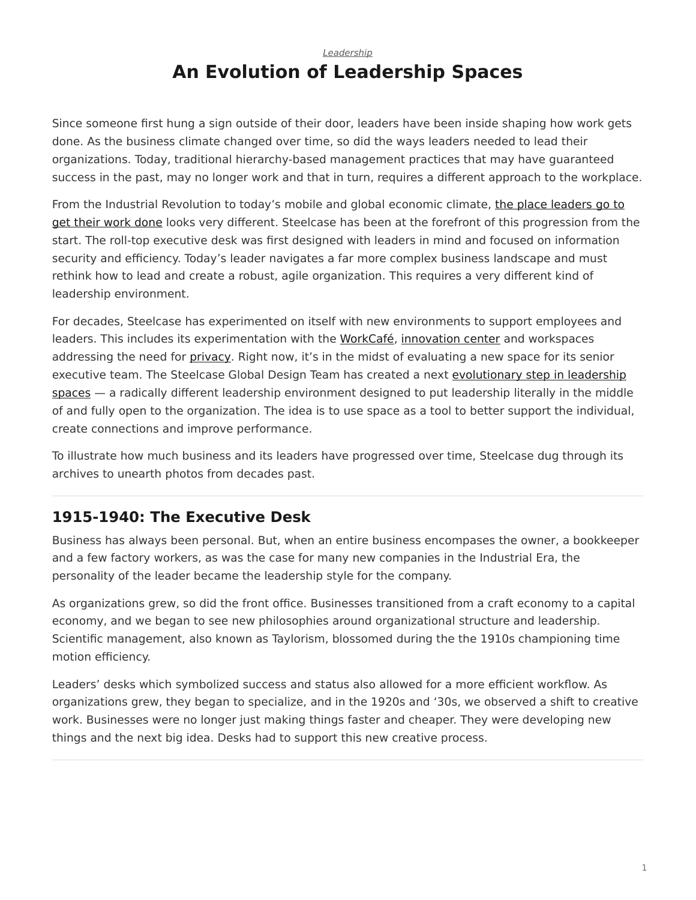*Leadership*

# An Evolution of Leadership Spaces

Since someone first hung a sign outside of their door, leaders have been inside shaping how work gets done. As the business climate changed over time, so did the ways leaders needed to lead their organizations. Today, traditional hierarchy-based management practices that may have guaranteed success in the past, may no longer work and that in turn, requires a different approach to the workplace.

From the Industrial Revolution to today's mobile and global economic climate, the place leaders go to get their work done looks very different. Steelcase has been at the forefront of this progression from the start. The roll-top executive desk was first designed with leaders in mind and focused on information security and efficiency. Today's leader navigates a far more complex business landscape and must rethink how to lead and create a robust, agile organization. This requires a very different kind of leadership environment.

For decades, Steelcase has experimented on itself with new environments to support employees and leaders. This includes its experimentation with the WorkCafé, innovation center and workspaces addressing the need for privacy. Right now, it's in the midst of evaluating a new space for its senior executive team. The Steelcase Global Design Team has created a next evolutionary step in leadership spaces — a radically different leadership environment designed to put leadership literally in the middle of and fully open to the organization. The idea is to use space as a tool to better support the individual, create connections and improve performance.

To illustrate how much business and its leaders have progressed over time, Steelcase dug through its archives to unearth photos from decades past.

---

## 1915-1940: The Executive Desk

Business has always been personal. But, when an entire business encompases the owner, a bookkeeper and a few factory workers, as was the case for many new companies in the Industrial Era, the personality of the leader became the leadership style for the company.

As organizations grew, so did the front office. Businesses transitioned from a craft economy to a capital economy, and we began to see new philosophies around organizational structure and leadership. Scientific management, also known as Taylorism, blossomed during the the 1910s championing time motion efficiency.

Leaders' desks which symbolized success and status also allowed for a more efficient workflow. As organizations grew, they began to specialize, and in the 1920s and '30s, we observed a shift to creative work. Businesses were no longer just making things faster and cheaper. They were developing new things and the next big idea. Desks had to support this new creative process.

---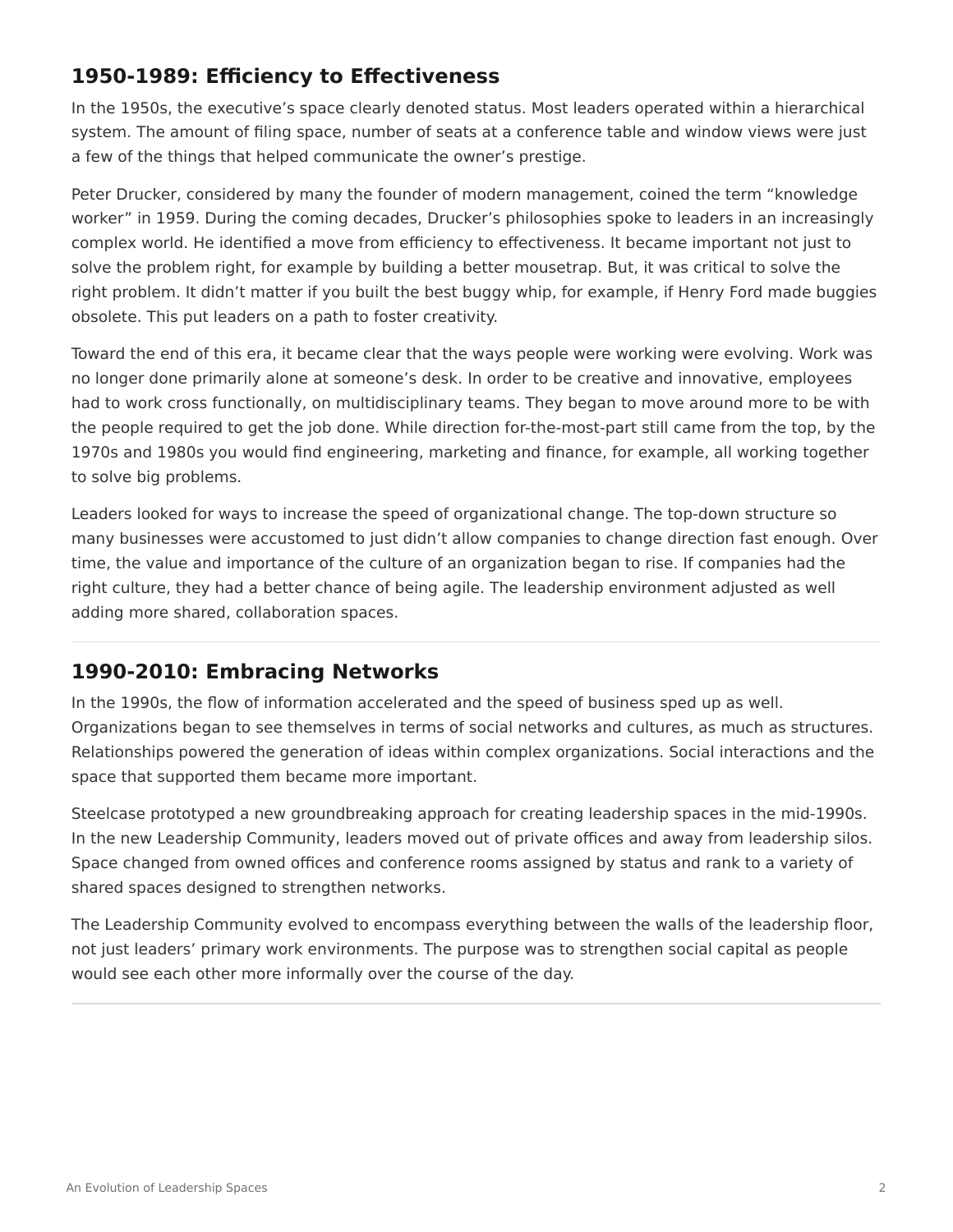## 1950-1989: Efficiency to Effectiveness

In the 1950s, the executive's space clearly denoted status. Most leaders operated within a hierarchical system. The amount of filing space, number of seats at a conference table and window views were just a few of the things that helped communicate the owner's prestige.

Peter Drucker, considered by many the founder of modern management, coined the term "knowledge worker" in 1959. During the coming decades, Drucker's philosophies spoke to leaders in an increasingly complex world. He identified a move from efficiency to effectiveness. It became important not just to solve the problem right, for example by building a better mousetrap. But, it was critical to solve the right problem. It didn't matter if you built the best buggy whip, for example, if Henry Ford made buggies obsolete. This put leaders on a path to foster creativity.

Toward the end of this era, it became clear that the ways people were working were evolving. Work was no longer done primarily alone at someone's desk. In order to be creative and innovative, employees had to work cross functionally, on multidisciplinary teams. They began to move around more to be with the people required to get the job done. While direction for-the-most-part still came from the top, by the 1970s and 1980s you would find engineering, marketing and finance, for example, all working together to solve big problems.

Leaders looked for ways to increase the speed of organizational change. The top-down structure so many businesses were accustomed to just didn't allow companies to change direction fast enough. Over time, the value and importance of the culture of an organization began to rise. If companies had the right culture, they had a better chance of being agile. The leadership environment adjusted as well adding more shared, collaboration spaces.

## 1990-2010: Embracing Networks

In the 1990s, the flow of information accelerated and the speed of business sped up as well. Organizations began to see themselves in terms of social networks and cultures, as much as structures. Relationships powered the generation of ideas within complex organizations. Social interactions and the space that supported them became more important.

Steelcase prototyped a new groundbreaking approach for creating leadership spaces in the mid-1990s. In the new Leadership Community, leaders moved out of private offices and away from leadership silos. Space changed from owned offices and conference rooms assigned by status and rank to a variety of shared spaces designed to strengthen networks.

The Leadership Community evolved to encompass everything between the walls of the leadership floor, not just leaders' primary work environments. The purpose was to strengthen social capital as people would see each other more informally over the course of the day.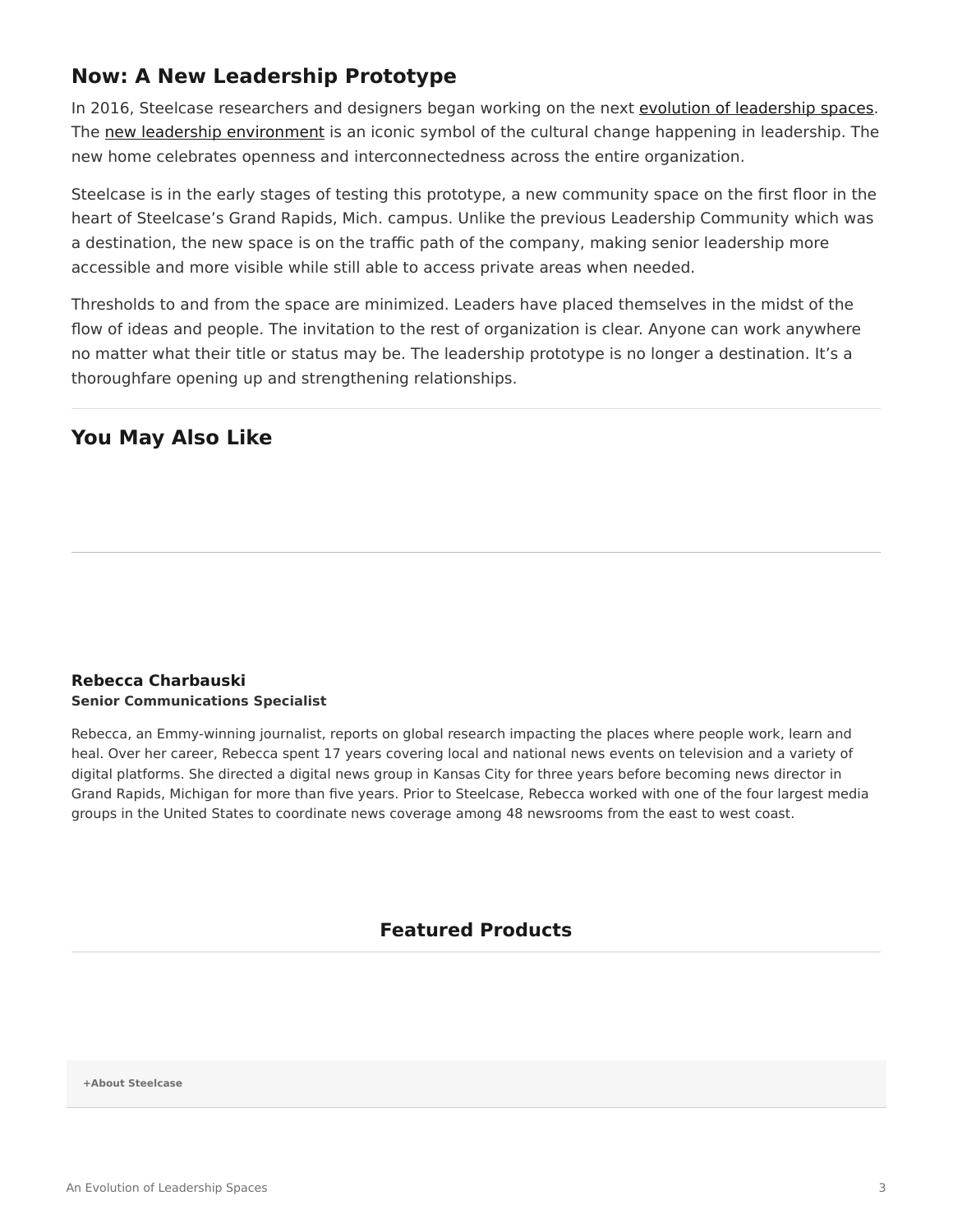## Now: A New Leadership Prototype

In 2016, Steelcase researchers and designers began working on the next evolution of leadership spaces. The new leadership environment is an iconic symbol of the cultural change happening in leadership. The new home celebrates openness and interconnectedness across the entire organization.

Steelcase is in the early stages of testing this prototype, a new community space on the first floor in the heart of Steelcase's Grand Rapids, Mich. campus. Unlike the previous Leadership Community which was a destination, the new space is on the traffic path of the company, making senior leadership more accessible and more visible while still able to access private areas when needed.

Thresholds to and from the space are minimized. Leaders have placed themselves in the midst of the flow of ideas and people. The invitation to the rest of organization is clear. Anyone can work anywhere no matter what their title or status may be. The leadership prototype is no longer a destination. It's a thoroughfare opening up and strengthening relationships.

---

## You May Also Like

---

**Rebecca Charbauski**
**Senior Communications Specialist**

Rebecca, an Emmy-winning journalist, reports on global research impacting the places where people work, learn and heal. Over her career, Rebecca spent 17 years covering local and national news events on television and a variety of digital platforms. She directed a digital news group in Kansas City for three years before becoming news director in Grand Rapids, Michigan for more than five years. Prior to Steelcase, Rebecca worked with one of the four largest media groups in the United States to coordinate news coverage among 48 newsrooms from the east to west coast.

## Featured Products

---

**+About Steelcase**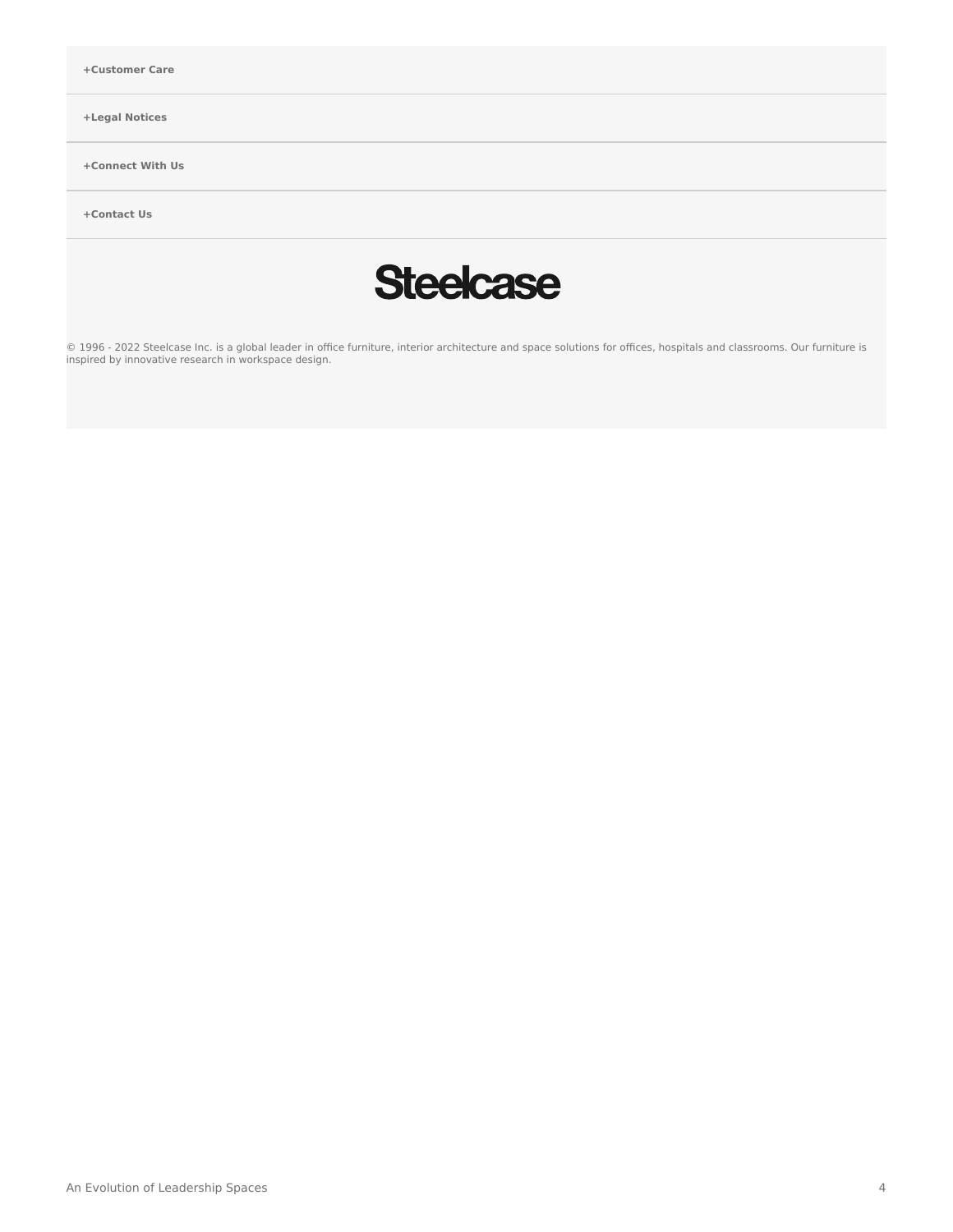**+Customer Care**

**+Legal Notices**

**+Connect With Us**

**+Contact Us**

Steelcase

© 1996 - 2022 Steelcase Inc. is a global leader in office furniture, interior architecture and space solutions for offices, hospitals and classrooms. Our furniture is inspired by innovative research in workspace design.